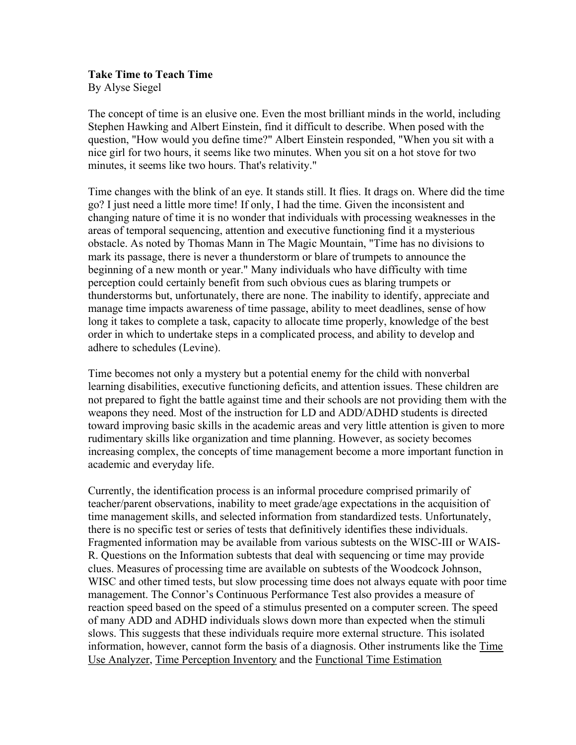**Take Time to Teach Time**
By Alyse Siegel

The concept of time is an elusive one. Even the most brilliant minds in the world, including Stephen Hawking and Albert Einstein, find it difficult to describe. When posed with the question, "How would you define time?" Albert Einstein responded, "When you sit with a nice girl for two hours, it seems like two minutes. When you sit on a hot stove for two minutes, it seems like two hours. That's relativity."

Time changes with the blink of an eye. It stands still. It flies. It drags on. Where did the time go? I just need a little more time! If only, I had the time. Given the inconsistent and changing nature of time it is no wonder that individuals with processing weaknesses in the areas of temporal sequencing, attention and executive functioning find it a mysterious obstacle. As noted by Thomas Mann in The Magic Mountain, "Time has no divisions to mark its passage, there is never a thunderstorm or blare of trumpets to announce the beginning of a new month or year." Many individuals who have difficulty with time perception could certainly benefit from such obvious cues as blaring trumpets or thunderstorms but, unfortunately, there are none. The inability to identify, appreciate and manage time impacts awareness of time passage, ability to meet deadlines, sense of how long it takes to complete a task, capacity to allocate time properly, knowledge of the best order in which to undertake steps in a complicated process, and ability to develop and adhere to schedules (Levine).

Time becomes not only a mystery but a potential enemy for the child with nonverbal learning disabilities, executive functioning deficits, and attention issues. These children are not prepared to fight the battle against time and their schools are not providing them with the weapons they need. Most of the instruction for LD and ADD/ADHD students is directed toward improving basic skills in the academic areas and very little attention is given to more rudimentary skills like organization and time planning. However, as society becomes increasing complex, the concepts of time management become a more important function in academic and everyday life.

Currently, the identification process is an informal procedure comprised primarily of teacher/parent observations, inability to meet grade/age expectations in the acquisition of time management skills, and selected information from standardized tests. Unfortunately, there is no specific test or series of tests that definitively identifies these individuals. Fragmented information may be available from various subtests on the WISC-III or WAIS-R. Questions on the Information subtests that deal with sequencing or time may provide clues. Measures of processing time are available on subtests of the Woodcock Johnson, WISC and other timed tests, but slow processing time does not always equate with poor time management. The Connor's Continuous Performance Test also provides a measure of reaction speed based on the speed of a stimulus presented on a computer screen. The speed of many ADD and ADHD individuals slows down more than expected when the stimuli slows. This suggests that these individuals require more external structure. This isolated information, however, cannot form the basis of a diagnosis. Other instruments like the Time Use Analyzer, Time Perception Inventory and the Functional Time Estimation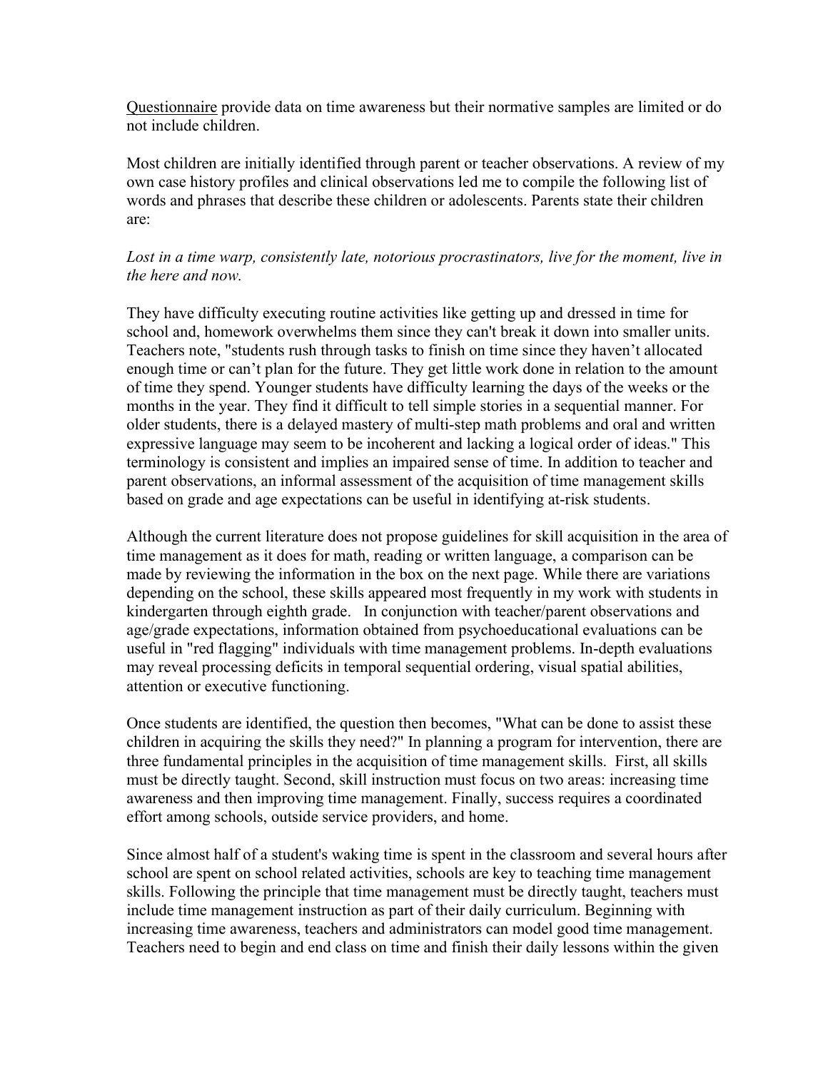Questionnaire provide data on time awareness but their normative samples are limited or do not include children.

Most children are initially identified through parent or teacher observations. A review of my own case history profiles and clinical observations led me to compile the following list of words and phrases that describe these children or adolescents. Parents state their children are:

*Lost in a time warp, consistently late, notorious procrastinators, live for the moment, live in the here and now.*

They have difficulty executing routine activities like getting up and dressed in time for school and, homework overwhelms them since they can't break it down into smaller units. Teachers note, "students rush through tasks to finish on time since they haven't allocated enough time or can't plan for the future. They get little work done in relation to the amount of time they spend. Younger students have difficulty learning the days of the weeks or the months in the year. They find it difficult to tell simple stories in a sequential manner. For older students, there is a delayed mastery of multi-step math problems and oral and written expressive language may seem to be incoherent and lacking a logical order of ideas." This terminology is consistent and implies an impaired sense of time. In addition to teacher and parent observations, an informal assessment of the acquisition of time management skills based on grade and age expectations can be useful in identifying at-risk students.

Although the current literature does not propose guidelines for skill acquisition in the area of time management as it does for math, reading or written language, a comparison can be made by reviewing the information in the box on the next page. While there are variations depending on the school, these skills appeared most frequently in my work with students in kindergarten through eighth grade. In conjunction with teacher/parent observations and age/grade expectations, information obtained from psychoeducational evaluations can be useful in "red flagging" individuals with time management problems. In-depth evaluations may reveal processing deficits in temporal sequential ordering, visual spatial abilities, attention or executive functioning.

Once students are identified, the question then becomes, "What can be done to assist these children in acquiring the skills they need?" In planning a program for intervention, there are three fundamental principles in the acquisition of time management skills. First, all skills must be directly taught. Second, skill instruction must focus on two areas: increasing time awareness and then improving time management. Finally, success requires a coordinated effort among schools, outside service providers, and home.

Since almost half of a student's waking time is spent in the classroom and several hours after school are spent on school related activities, schools are key to teaching time management skills. Following the principle that time management must be directly taught, teachers must include time management instruction as part of their daily curriculum. Beginning with increasing time awareness, teachers and administrators can model good time management. Teachers need to begin and end class on time and finish their daily lessons within the given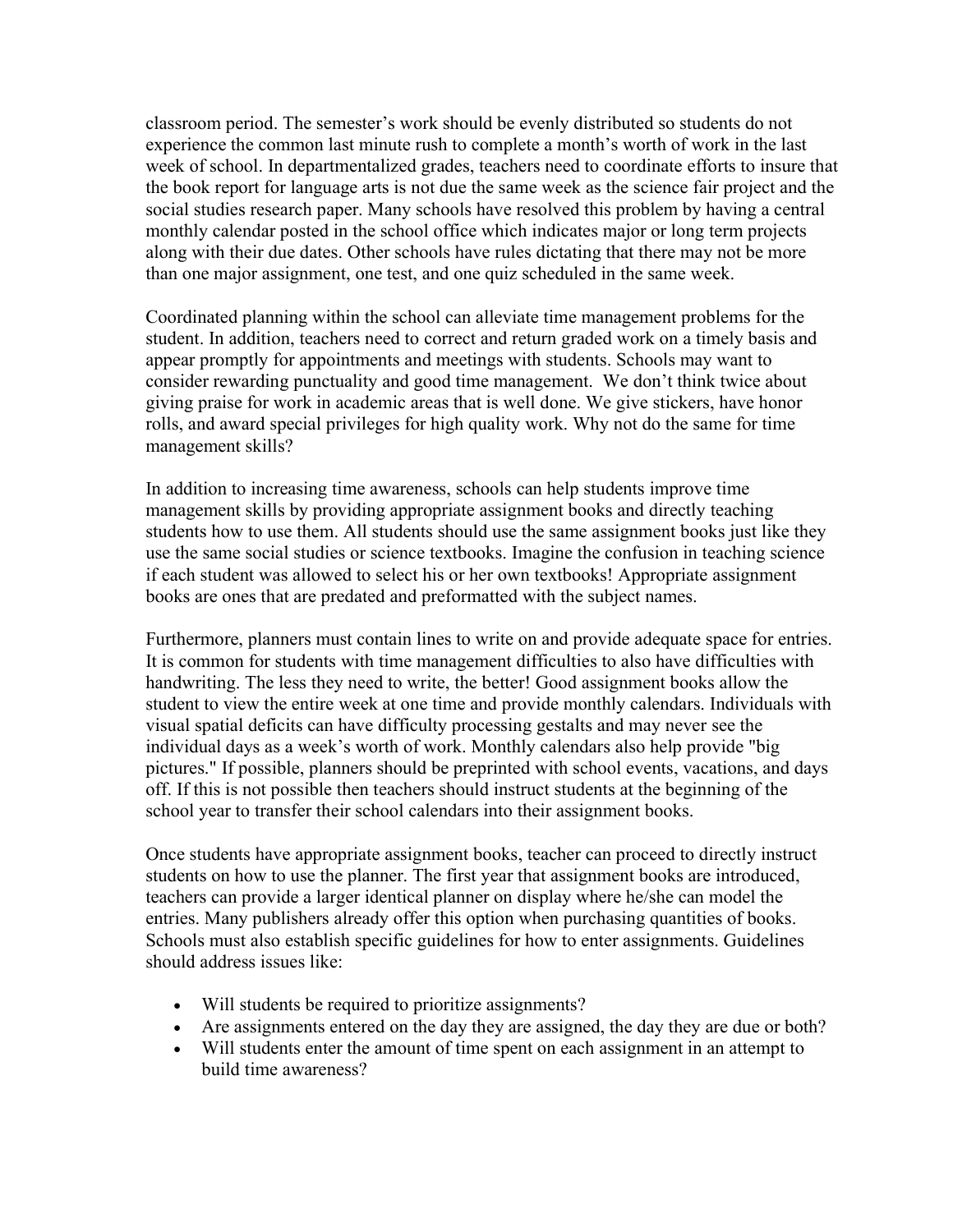classroom period. The semester's work should be evenly distributed so students do not experience the common last minute rush to complete a month's worth of work in the last week of school. In departmentalized grades, teachers need to coordinate efforts to insure that the book report for language arts is not due the same week as the science fair project and the social studies research paper. Many schools have resolved this problem by having a central monthly calendar posted in the school office which indicates major or long term projects along with their due dates. Other schools have rules dictating that there may not be more than one major assignment, one test, and one quiz scheduled in the same week.

Coordinated planning within the school can alleviate time management problems for the student. In addition, teachers need to correct and return graded work on a timely basis and appear promptly for appointments and meetings with students. Schools may want to consider rewarding punctuality and good time management. We don't think twice about giving praise for work in academic areas that is well done. We give stickers, have honor rolls, and award special privileges for high quality work. Why not do the same for time management skills?

In addition to increasing time awareness, schools can help students improve time management skills by providing appropriate assignment books and directly teaching students how to use them. All students should use the same assignment books just like they use the same social studies or science textbooks. Imagine the confusion in teaching science if each student was allowed to select his or her own textbooks! Appropriate assignment books are ones that are predated and preformatted with the subject names.

Furthermore, planners must contain lines to write on and provide adequate space for entries. It is common for students with time management difficulties to also have difficulties with handwriting. The less they need to write, the better! Good assignment books allow the student to view the entire week at one time and provide monthly calendars. Individuals with visual spatial deficits can have difficulty processing gestalts and may never see the individual days as a week's worth of work. Monthly calendars also help provide "big pictures." If possible, planners should be preprinted with school events, vacations, and days off. If this is not possible then teachers should instruct students at the beginning of the school year to transfer their school calendars into their assignment books.

Once students have appropriate assignment books, teacher can proceed to directly instruct students on how to use the planner. The first year that assignment books are introduced, teachers can provide a larger identical planner on display where he/she can model the entries. Many publishers already offer this option when purchasing quantities of books. Schools must also establish specific guidelines for how to enter assignments. Guidelines should address issues like:

- Will students be required to prioritize assignments?
- Are assignments entered on the day they are assigned, the day they are due or both?
- Will students enter the amount of time spent on each assignment in an attempt to build time awareness?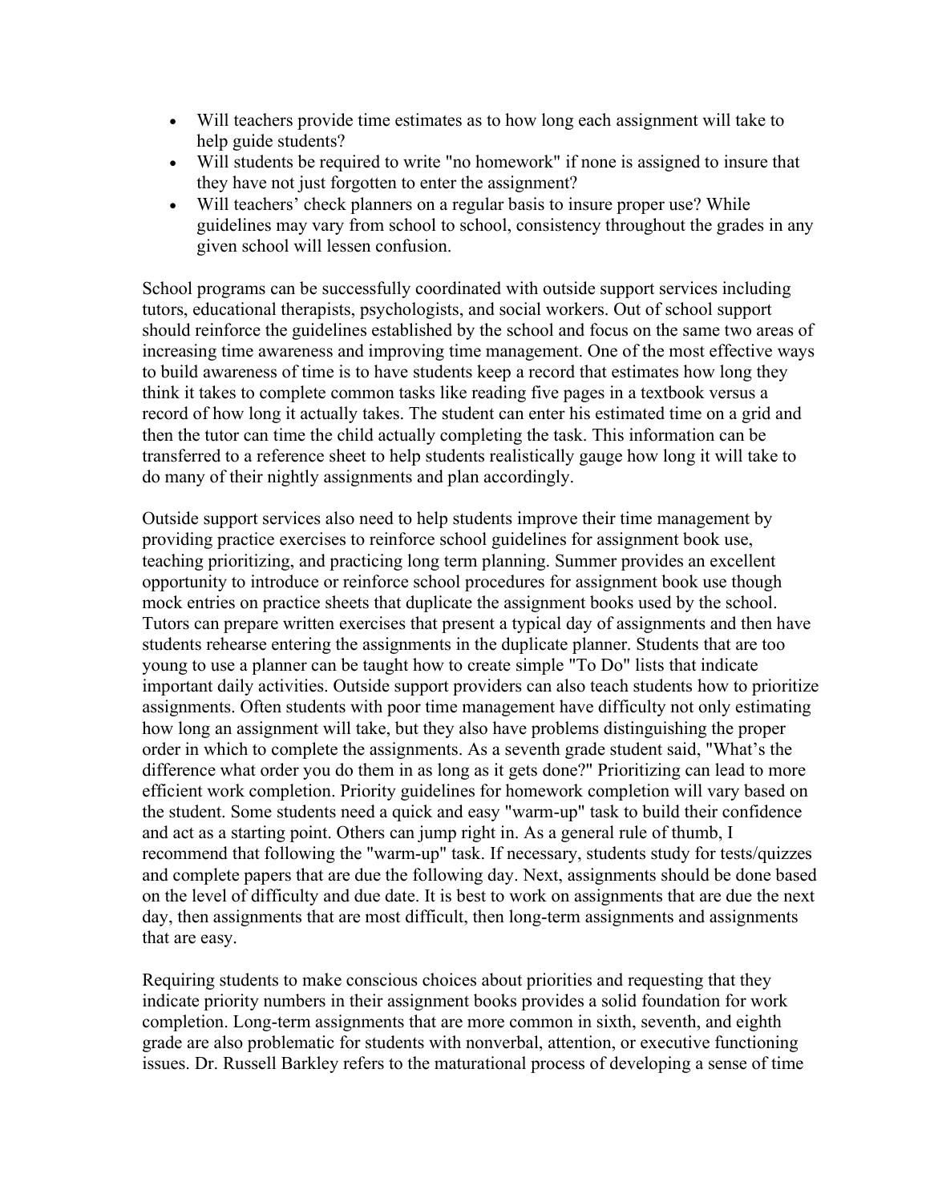- Will teachers provide time estimates as to how long each assignment will take to help guide students?
- Will students be required to write "no homework" if none is assigned to insure that they have not just forgotten to enter the assignment?
- Will teachers' check planners on a regular basis to insure proper use? While guidelines may vary from school to school, consistency throughout the grades in any given school will lessen confusion.

School programs can be successfully coordinated with outside support services including tutors, educational therapists, psychologists, and social workers. Out of school support should reinforce the guidelines established by the school and focus on the same two areas of increasing time awareness and improving time management. One of the most effective ways to build awareness of time is to have students keep a record that estimates how long they think it takes to complete common tasks like reading five pages in a textbook versus a record of how long it actually takes. The student can enter his estimated time on a grid and then the tutor can time the child actually completing the task. This information can be transferred to a reference sheet to help students realistically gauge how long it will take to do many of their nightly assignments and plan accordingly.

Outside support services also need to help students improve their time management by providing practice exercises to reinforce school guidelines for assignment book use, teaching prioritizing, and practicing long term planning. Summer provides an excellent opportunity to introduce or reinforce school procedures for assignment book use though mock entries on practice sheets that duplicate the assignment books used by the school. Tutors can prepare written exercises that present a typical day of assignments and then have students rehearse entering the assignments in the duplicate planner. Students that are too young to use a planner can be taught how to create simple "To Do" lists that indicate important daily activities. Outside support providers can also teach students how to prioritize assignments. Often students with poor time management have difficulty not only estimating how long an assignment will take, but they also have problems distinguishing the proper order in which to complete the assignments. As a seventh grade student said, "What's the difference what order you do them in as long as it gets done?" Prioritizing can lead to more efficient work completion. Priority guidelines for homework completion will vary based on the student. Some students need a quick and easy "warm-up" task to build their confidence and act as a starting point. Others can jump right in. As a general rule of thumb, I recommend that following the "warm-up" task. If necessary, students study for tests/quizzes and complete papers that are due the following day. Next, assignments should be done based on the level of difficulty and due date. It is best to work on assignments that are due the next day, then assignments that are most difficult, then long-term assignments and assignments that are easy.

Requiring students to make conscious choices about priorities and requesting that they indicate priority numbers in their assignment books provides a solid foundation for work completion. Long-term assignments that are more common in sixth, seventh, and eighth grade are also problematic for students with nonverbal, attention, or executive functioning issues. Dr. Russell Barkley refers to the maturational process of developing a sense of time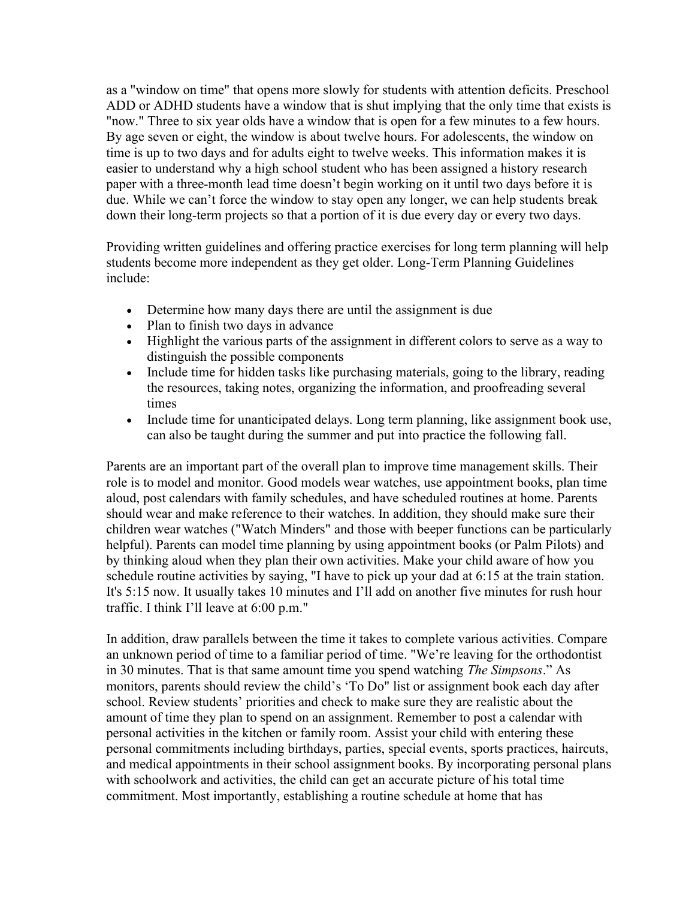as a "window on time" that opens more slowly for students with attention deficits. Preschool ADD or ADHD students have a window that is shut implying that the only time that exists is "now." Three to six year olds have a window that is open for a few minutes to a few hours. By age seven or eight, the window is about twelve hours. For adolescents, the window on time is up to two days and for adults eight to twelve weeks. This information makes it is easier to understand why a high school student who has been assigned a history research paper with a three-month lead time doesn't begin working on it until two days before it is due. While we can't force the window to stay open any longer, we can help students break down their long-term projects so that a portion of it is due every day or every two days.

Providing written guidelines and offering practice exercises for long term planning will help students become more independent as they get older. Long-Term Planning Guidelines include:

- Determine how many days there are until the assignment is due
- Plan to finish two days in advance
- Highlight the various parts of the assignment in different colors to serve as a way to distinguish the possible components
- Include time for hidden tasks like purchasing materials, going to the library, reading the resources, taking notes, organizing the information, and proofreading several times
- Include time for unanticipated delays. Long term planning, like assignment book use, can also be taught during the summer and put into practice the following fall.

Parents are an important part of the overall plan to improve time management skills. Their role is to model and monitor. Good models wear watches, use appointment books, plan time aloud, post calendars with family schedules, and have scheduled routines at home. Parents should wear and make reference to their watches. In addition, they should make sure their children wear watches ("Watch Minders" and those with beeper functions can be particularly helpful). Parents can model time planning by using appointment books (or Palm Pilots) and by thinking aloud when they plan their own activities. Make your child aware of how you schedule routine activities by saying, "I have to pick up your dad at 6:15 at the train station. It's 5:15 now. It usually takes 10 minutes and I'll add on another five minutes for rush hour traffic. I think I'll leave at 6:00 p.m."

In addition, draw parallels between the time it takes to complete various activities. Compare an unknown period of time to a familiar period of time. "We're leaving for the orthodontist in 30 minutes. That is that same amount time you spend watching *The Simpsons*." As monitors, parents should review the child's 'To Do" list or assignment book each day after school. Review students' priorities and check to make sure they are realistic about the amount of time they plan to spend on an assignment. Remember to post a calendar with personal activities in the kitchen or family room. Assist your child with entering these personal commitments including birthdays, parties, special events, sports practices, haircuts, and medical appointments in their school assignment books. By incorporating personal plans with schoolwork and activities, the child can get an accurate picture of his total time commitment. Most importantly, establishing a routine schedule at home that has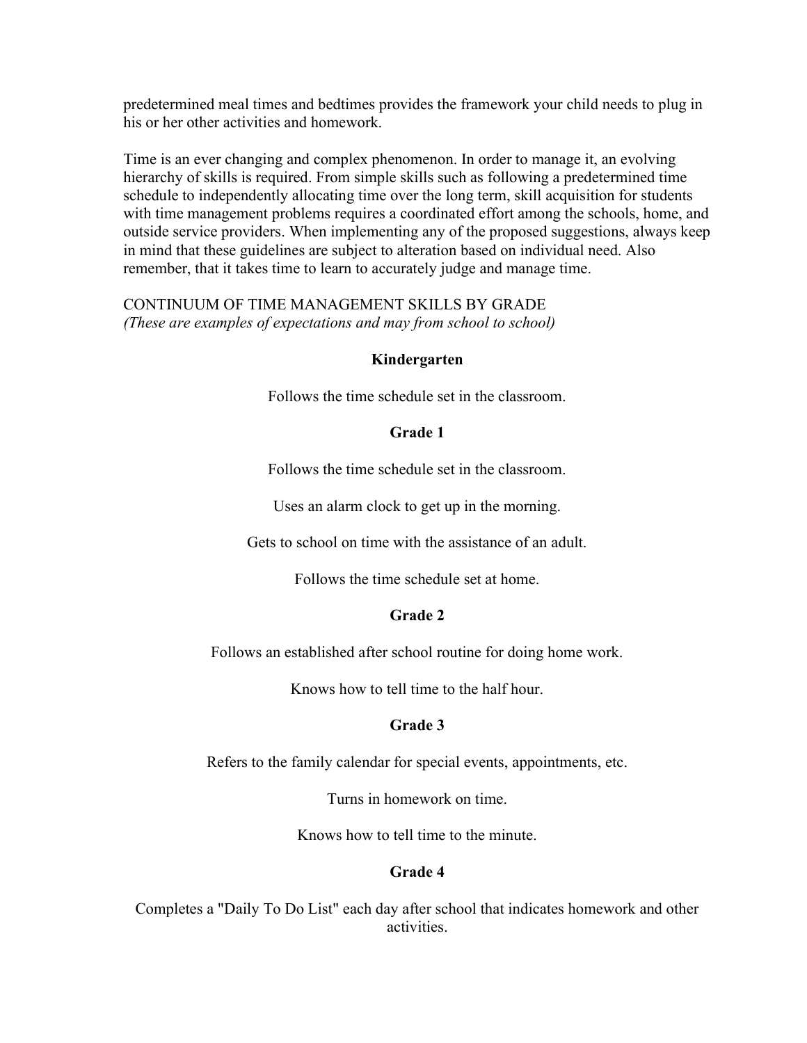predetermined meal times and bedtimes provides the framework your child needs to plug in his or her other activities and homework.

Time is an ever changing and complex phenomenon. In order to manage it, an evolving hierarchy of skills is required. From simple skills such as following a predetermined time schedule to independently allocating time over the long term, skill acquisition for students with time management problems requires a coordinated effort among the schools, home, and outside service providers. When implementing any of the proposed suggestions, always keep in mind that these guidelines are subject to alteration based on individual need. Also remember, that it takes time to learn to accurately judge and manage time.

CONTINUUM OF TIME MANAGEMENT SKILLS BY GRADE
*(These are examples of expectations and may from school to school)*

**Kindergarten**

Follows the time schedule set in the classroom.

**Grade 1**

Follows the time schedule set in the classroom.

Uses an alarm clock to get up in the morning.

Gets to school on time with the assistance of an adult.

Follows the time schedule set at home.

**Grade 2**

Follows an established after school routine for doing home work.

Knows how to tell time to the half hour.

**Grade 3**

Refers to the family calendar for special events, appointments, etc.

Turns in homework on time.

Knows how to tell time to the minute.

**Grade 4**

Completes a "Daily To Do List" each day after school that indicates homework and other activities.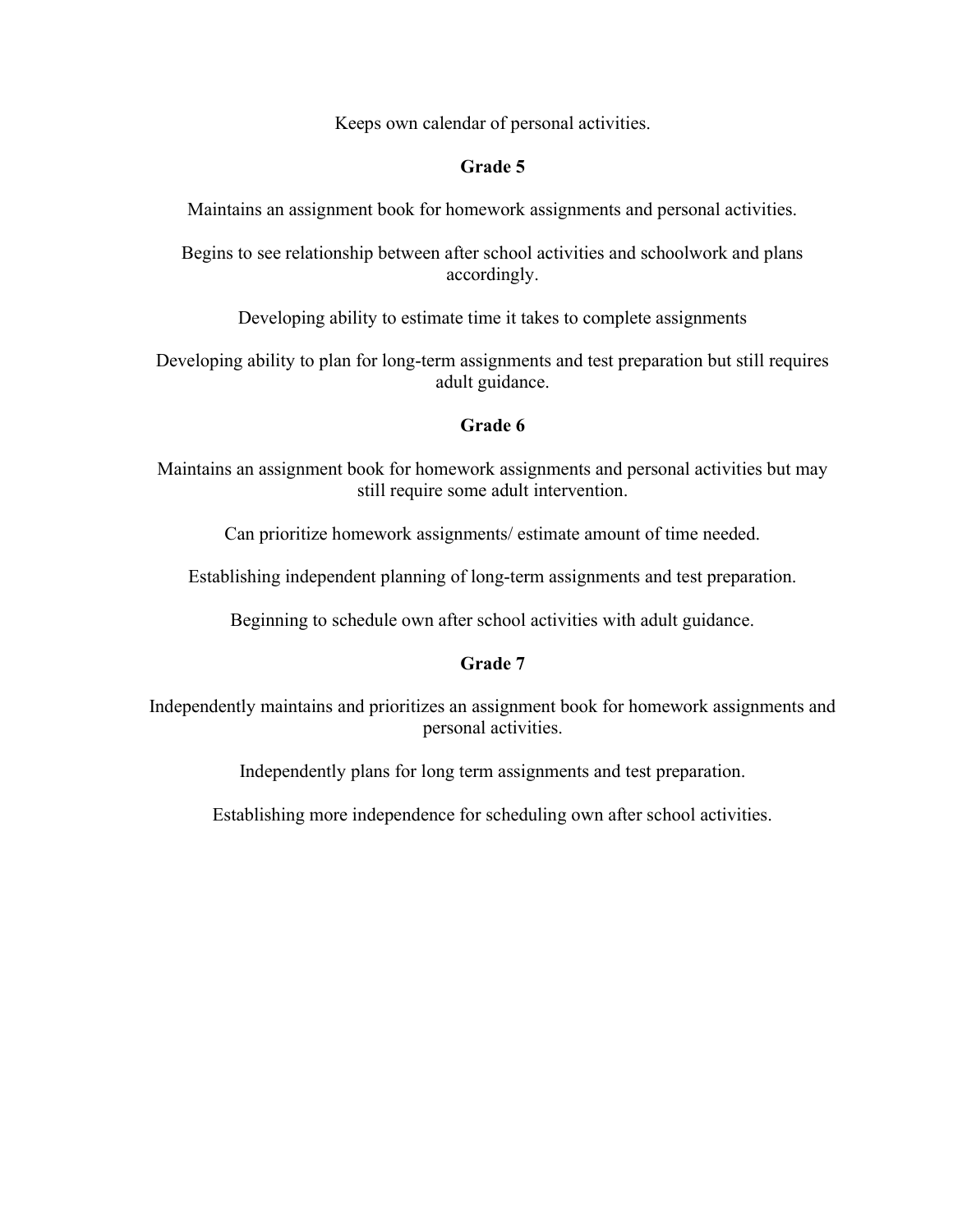Keeps own calendar of personal activities.

**Grade 5**

Maintains an assignment book for homework assignments and personal activities.

Begins to see relationship between after school activities and schoolwork and plans accordingly.

Developing ability to estimate time it takes to complete assignments

Developing ability to plan for long-term assignments and test preparation but still requires adult guidance.

**Grade 6**

Maintains an assignment book for homework assignments and personal activities but may still require some adult intervention.

Can prioritize homework assignments/ estimate amount of time needed.

Establishing independent planning of long-term assignments and test preparation.

Beginning to schedule own after school activities with adult guidance.

**Grade 7**

Independently maintains and prioritizes an assignment book for homework assignments and personal activities.

Independently plans for long term assignments and test preparation.

Establishing more independence for scheduling own after school activities.